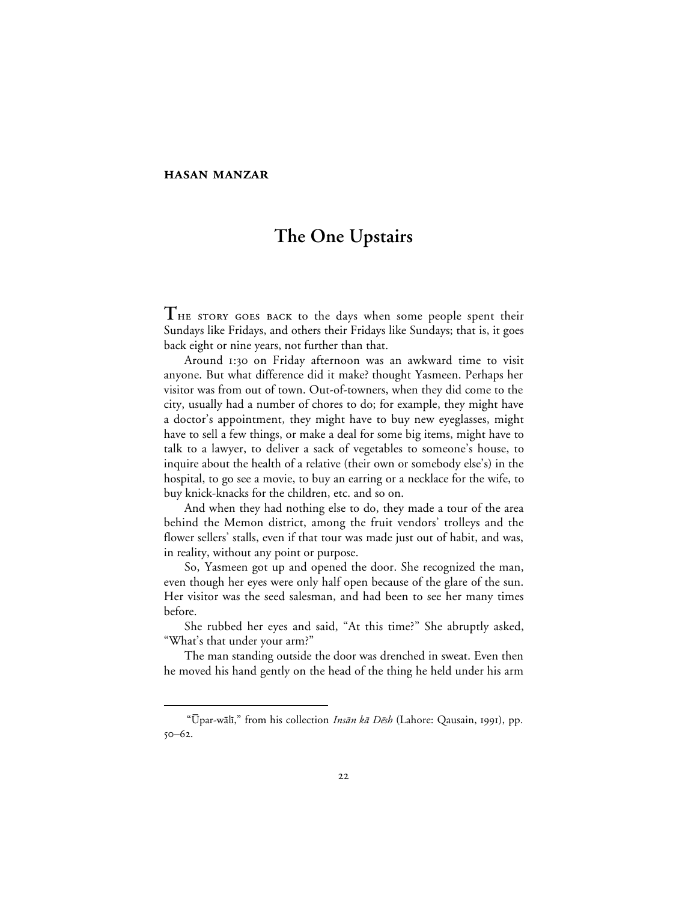**HASAN MANZAR**

# The One Upstairs

The story goes back to the days when some people spent their Sundays like Fridays, and others their Fridays like Sundays; that is, it goes back eight or nine years, not further than that.

Around 1:30 on Friday afternoon was an awkward time to visit anyone. But what difference did it make? thought Yasmeen. Perhaps her visitor was from out of town. Out-of-towners, when they did come to the city, usually had a number of chores to do; for example, they might have a doctor's appointment, they might have to buy new eyeglasses, might have to sell a few things, or make a deal for some big items, might have to talk to a lawyer, to deliver a sack of vegetables to someone's house, to inquire about the health of a relative (their own or somebody else's) in the hospital, to go see a movie, to buy an earring or a necklace for the wife, to buy knick-knacks for the children, etc. and so on.

And when they had nothing else to do, they made a tour of the area behind the Memon district, among the fruit vendors' trolleys and the flower sellers' stalls, even if that tour was made just out of habit, and was, in reality, without any point or purpose.

So, Yasmeen got up and opened the door. She recognized the man, even though her eyes were only half open because of the glare of the sun. Her visitor was the seed salesman, and had been to see her many times before.

She rubbed her eyes and said, "At this time?" She abruptly asked, "What's that under your arm?"

The man standing outside the door was drenched in sweat. Even then he moved his hand gently on the head of the thing he held under his arm

---

"Ūpar-wālī," from his collection *Insān kā Dēsh* (Lahore: Qausain, 1991), pp. 50–62.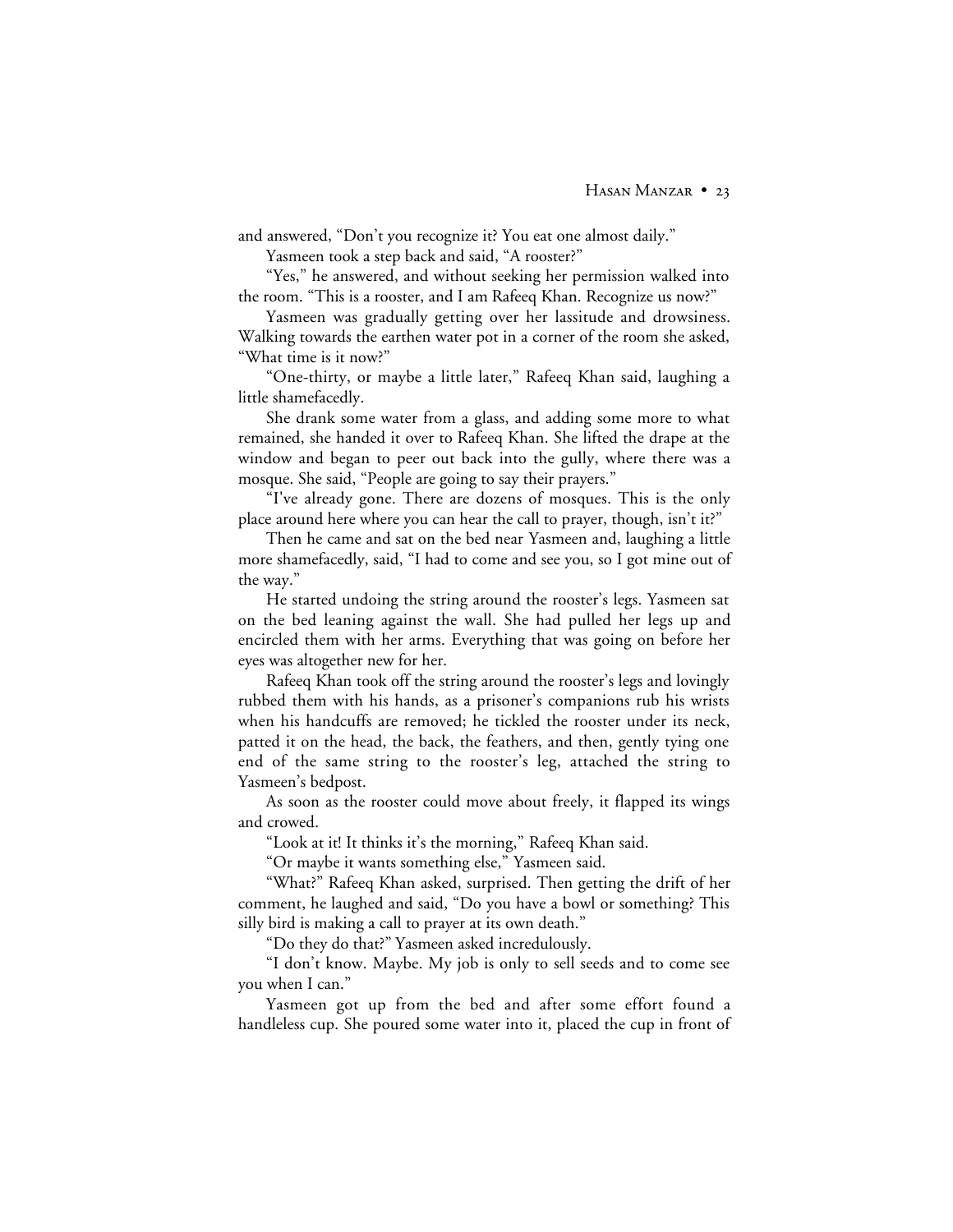and answered, “Don’t you recognize it? You eat one almost daily.”

Yasmeen took a step back and said, “A rooster?”

“Yes,” he answered, and without seeking her permission walked into the room. “This is a rooster, and I am Rafeeq Khan. Recognize us now?”

Yasmeen was gradually getting over her lassitude and drowsiness. Walking towards the earthen water pot in a corner of the room she asked, “What time is it now?”

“One-thirty, or maybe a little later,” Rafeeq Khan said, laughing a little shamefacedly.

She drank some water from a glass, and adding some more to what remained, she handed it over to Rafeeq Khan. She lifted the drape at the window and began to peer out back into the gully, where there was a mosque. She said, “People are going to say their prayers.”

“I've already gone. There are dozens of mosques. This is the only place around here where you can hear the call to prayer, though, isn’t it?”

Then he came and sat on the bed near Yasmeen and, laughing a little more shamefacedly, said, “I had to come and see you, so I got mine out of the way.”

He started undoing the string around the rooster’s legs. Yasmeen sat on the bed leaning against the wall. She had pulled her legs up and encircled them with her arms. Everything that was going on before her eyes was altogether new for her.

Rafeeq Khan took off the string around the rooster’s legs and lovingly rubbed them with his hands, as a prisoner’s companions rub his wrists when his handcuffs are removed; he tickled the rooster under its neck, patted it on the head, the back, the feathers, and then, gently tying one end of the same string to the rooster’s leg, attached the string to Yasmeen’s bedpost.

As soon as the rooster could move about freely, it flapped its wings and crowed.

“Look at it! It thinks it’s the morning,” Rafeeq Khan said.

“Or maybe it wants something else,” Yasmeen said.

“What?” Rafeeq Khan asked, surprised. Then getting the drift of her comment, he laughed and said, “Do you have a bowl or something? This silly bird is making a call to prayer at its own death.”

“Do they do that?” Yasmeen asked incredulously.

“I don’t know. Maybe. My job is only to sell seeds and to come see you when I can.”

Yasmeen got up from the bed and after some effort found a handleless cup. She poured some water into it, placed the cup in front of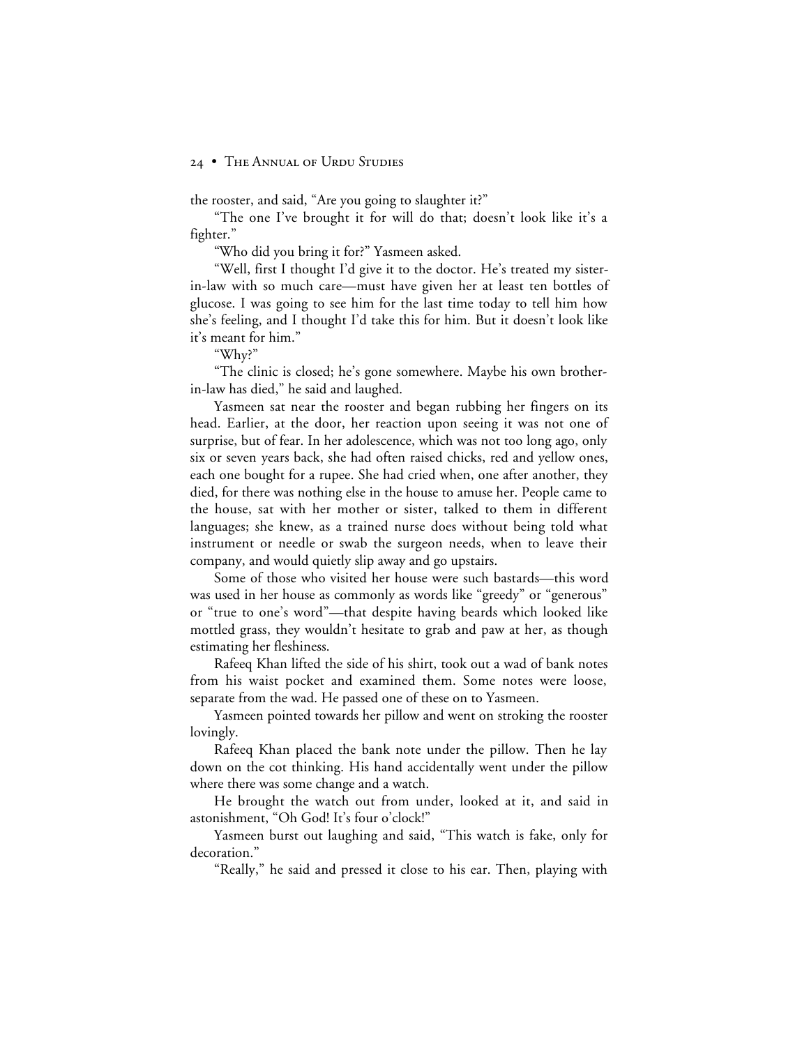the rooster, and said, "Are you going to slaughter it?"

"The one I've brought it for will do that; doesn't look like it's a fighter."

"Who did you bring it for?" Yasmeen asked.

"Well, first I thought I'd give it to the doctor. He's treated my sister-in-law with so much care—must have given her at least ten bottles of glucose. I was going to see him for the last time today to tell him how she's feeling, and I thought I'd take this for him. But it doesn't look like it's meant for him."

"Why?"

"The clinic is closed; he's gone somewhere. Maybe his own brother-in-law has died," he said and laughed.

Yasmeen sat near the rooster and began rubbing her fingers on its head. Earlier, at the door, her reaction upon seeing it was not one of surprise, but of fear. In her adolescence, which was not too long ago, only six or seven years back, she had often raised chicks, red and yellow ones, each one bought for a rupee. She had cried when, one after another, they died, for there was nothing else in the house to amuse her. People came to the house, sat with her mother or sister, talked to them in different languages; she knew, as a trained nurse does without being told what instrument or needle or swab the surgeon needs, when to leave their company, and would quietly slip away and go upstairs.

Some of those who visited her house were such bastards—this word was used in her house as commonly as words like "greedy" or "generous" or "true to one's word"—that despite having beards which looked like mottled grass, they wouldn't hesitate to grab and paw at her, as though estimating her fleshiness.

Rafeeq Khan lifted the side of his shirt, took out a wad of bank notes from his waist pocket and examined them. Some notes were loose, separate from the wad. He passed one of these on to Yasmeen.

Yasmeen pointed towards her pillow and went on stroking the rooster lovingly.

Rafeeq Khan placed the bank note under the pillow. Then he lay down on the cot thinking. His hand accidentally went under the pillow where there was some change and a watch.

He brought the watch out from under, looked at it, and said in astonishment, "Oh God! It's four o'clock!"

Yasmeen burst out laughing and said, "This watch is fake, only for decoration."

"Really," he said and pressed it close to his ear. Then, playing with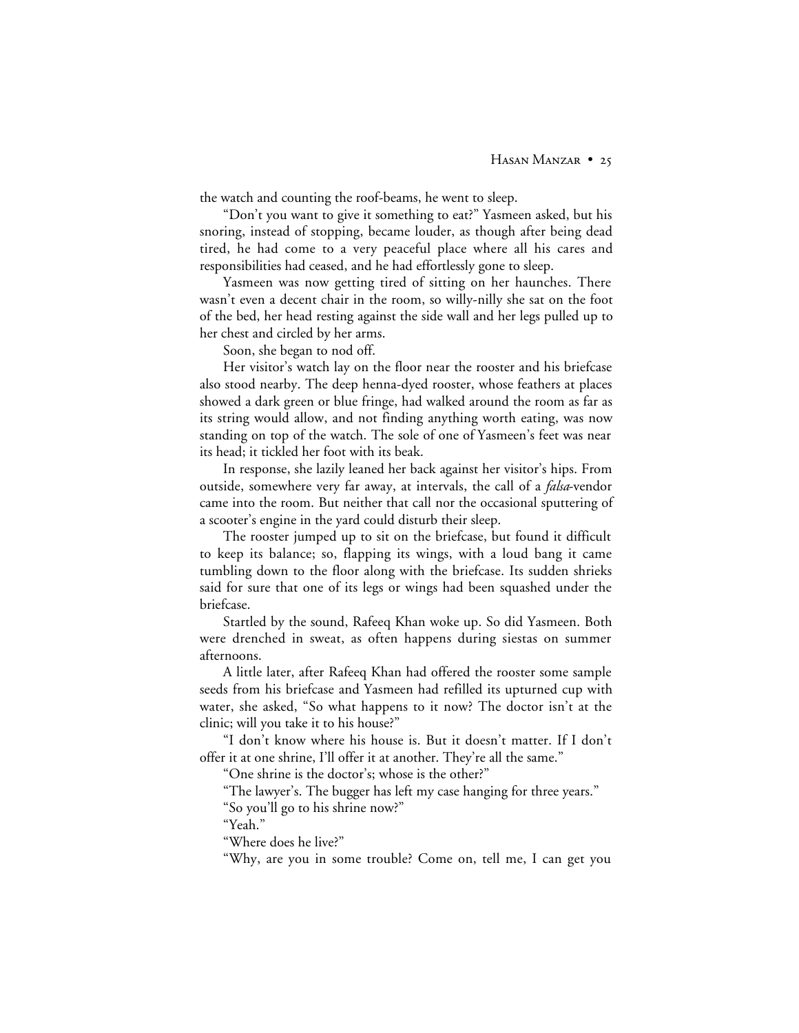the watch and counting the roof-beams, he went to sleep.

"Don't you want to give it something to eat?" Yasmeen asked, but his snoring, instead of stopping, became louder, as though after being dead tired, he had come to a very peaceful place where all his cares and responsibilities had ceased, and he had effortlessly gone to sleep.

Yasmeen was now getting tired of sitting on her haunches. There wasn't even a decent chair in the room, so willy-nilly she sat on the foot of the bed, her head resting against the side wall and her legs pulled up to her chest and circled by her arms.

Soon, she began to nod off.

Her visitor's watch lay on the floor near the rooster and his briefcase also stood nearby. The deep henna-dyed rooster, whose feathers at places showed a dark green or blue fringe, had walked around the room as far as its string would allow, and not finding anything worth eating, was now standing on top of the watch. The sole of one of Yasmeen's feet was near its head; it tickled her foot with its beak.

In response, she lazily leaned her back against her visitor's hips. From outside, somewhere very far away, at intervals, the call of a *falsa*-vendor came into the room. But neither that call nor the occasional sputtering of a scooter's engine in the yard could disturb their sleep.

The rooster jumped up to sit on the briefcase, but found it difficult to keep its balance; so, flapping its wings, with a loud bang it came tumbling down to the floor along with the briefcase. Its sudden shrieks said for sure that one of its legs or wings had been squashed under the briefcase.

Startled by the sound, Rafeeq Khan woke up. So did Yasmeen. Both were drenched in sweat, as often happens during siestas on summer afternoons.

A little later, after Rafeeq Khan had offered the rooster some sample seeds from his briefcase and Yasmeen had refilled its upturned cup with water, she asked, "So what happens to it now? The doctor isn't at the clinic; will you take it to his house?"

"I don't know where his house is. But it doesn't matter. If I don't offer it at one shrine, I'll offer it at another. They're all the same."

"One shrine is the doctor's; whose is the other?"

"The lawyer's. The bugger has left my case hanging for three years."

"So you'll go to his shrine now?"

"Yeah."

"Where does he live?"

"Why, are you in some trouble? Come on, tell me, I can get you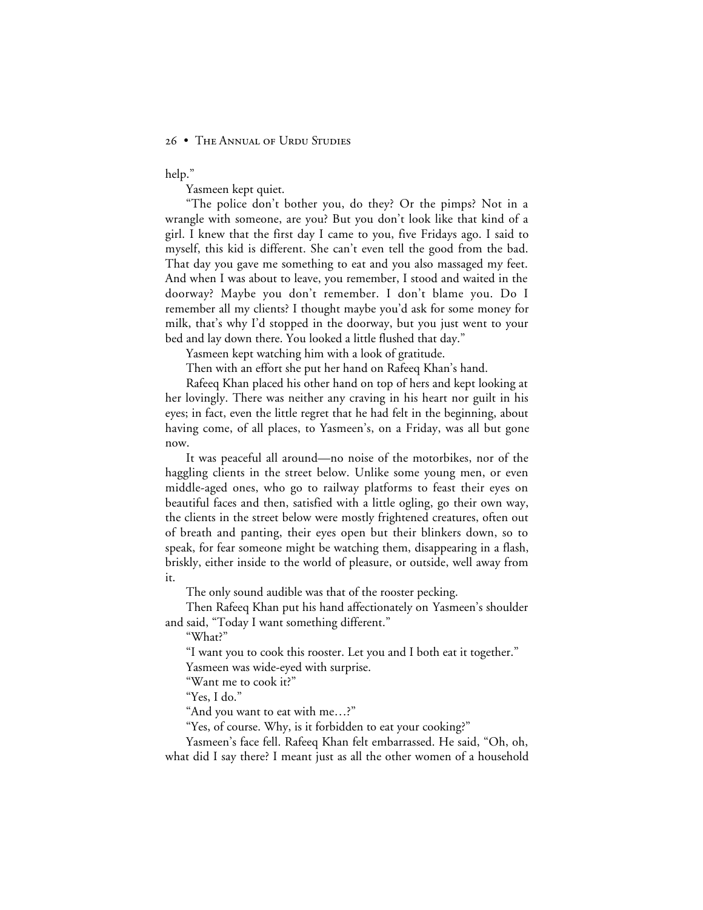help."

Yasmeen kept quiet.

"The police don't bother you, do they? Or the pimps? Not in a wrangle with someone, are you? But you don't look like that kind of a girl. I knew that the first day I came to you, five Fridays ago. I said to myself, this kid is different. She can't even tell the good from the bad. That day you gave me something to eat and you also massaged my feet. And when I was about to leave, you remember, I stood and waited in the doorway? Maybe you don't remember. I don't blame you. Do I remember all my clients? I thought maybe you'd ask for some money for milk, that's why I'd stopped in the doorway, but you just went to your bed and lay down there. You looked a little flushed that day."

Yasmeen kept watching him with a look of gratitude.

Then with an effort she put her hand on Rafeeq Khan's hand.

Rafeeq Khan placed his other hand on top of hers and kept looking at her lovingly. There was neither any craving in his heart nor guilt in his eyes; in fact, even the little regret that he had felt in the beginning, about having come, of all places, to Yasmeen's, on a Friday, was all but gone now.

It was peaceful all around—no noise of the motorbikes, nor of the haggling clients in the street below. Unlike some young men, or even middle-aged ones, who go to railway platforms to feast their eyes on beautiful faces and then, satisfied with a little ogling, go their own way, the clients in the street below were mostly frightened creatures, often out of breath and panting, their eyes open but their blinkers down, so to speak, for fear someone might be watching them, disappearing in a flash, briskly, either inside to the world of pleasure, or outside, well away from it.

The only sound audible was that of the rooster pecking.

Then Rafeeq Khan put his hand affectionately on Yasmeen's shoulder and said, "Today I want something different."

"What?"

"I want you to cook this rooster. Let you and I both eat it together."

Yasmeen was wide-eyed with surprise.

"Want me to cook it?"

"Yes, I do."

"And you want to eat with me…?"

"Yes, of course. Why, is it forbidden to eat your cooking?"

Yasmeen's face fell. Rafeeq Khan felt embarrassed. He said, "Oh, oh, what did I say there? I meant just as all the other women of a household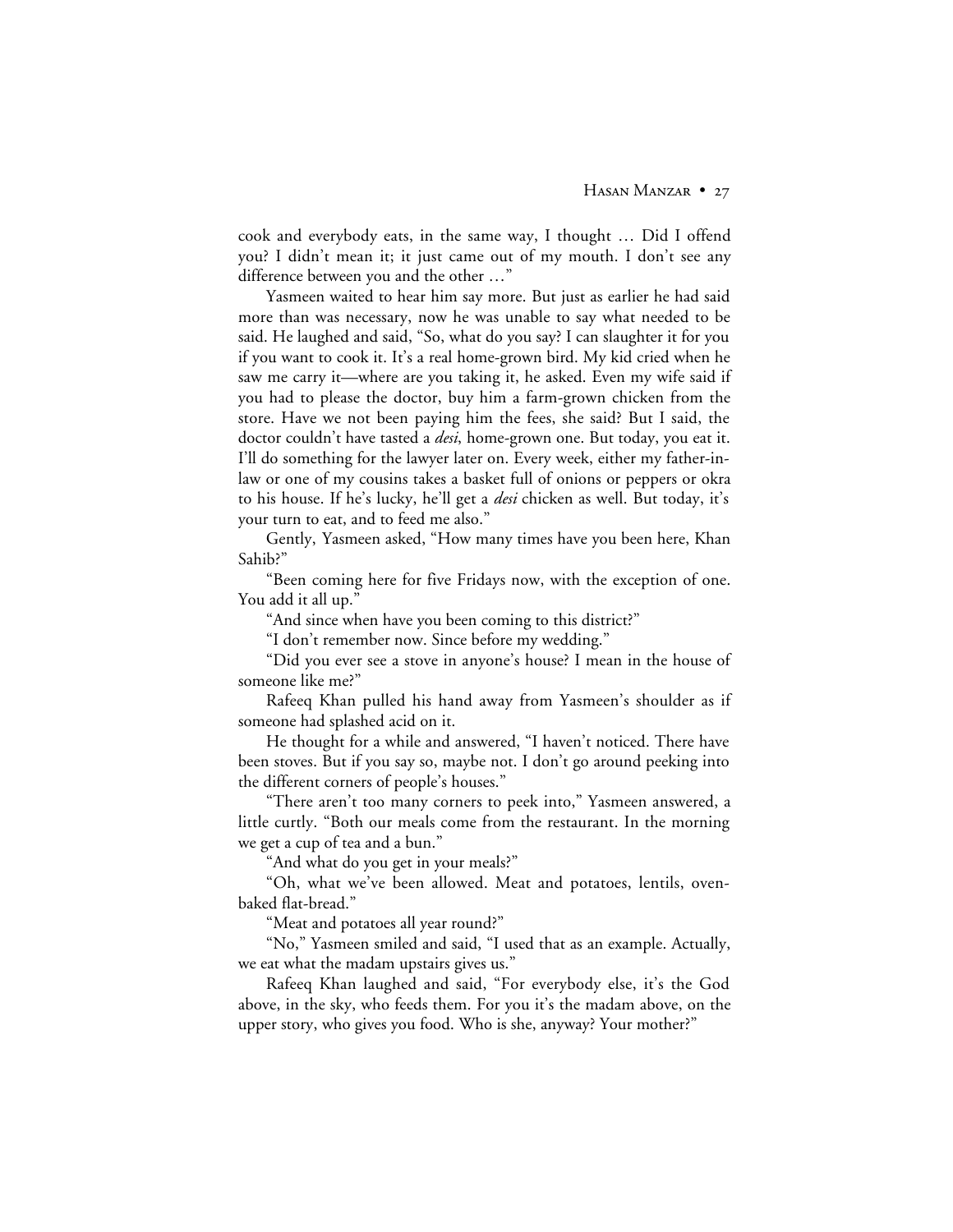cook and everybody eats, in the same way, I thought … Did I offend you? I didn't mean it; it just came out of my mouth. I don't see any difference between you and the other …"

Yasmeen waited to hear him say more. But just as earlier he had said more than was necessary, now he was unable to say what needed to be said. He laughed and said, "So, what do you say? I can slaughter it for you if you want to cook it. It's a real home-grown bird. My kid cried when he saw me carry it—where are you taking it, he asked. Even my wife said if you had to please the doctor, buy him a farm-grown chicken from the store. Have we not been paying him the fees, she said? But I said, the doctor couldn't have tasted a *desi*, home-grown one. But today, you eat it. I'll do something for the lawyer later on. Every week, either my father-in-law or one of my cousins takes a basket full of onions or peppers or okra to his house. If he's lucky, he'll get a *desi* chicken as well. But today, it's your turn to eat, and to feed me also."

Gently, Yasmeen asked, "How many times have you been here, Khan Sahib?"

"Been coming here for five Fridays now, with the exception of one. You add it all up."

"And since when have you been coming to this district?"

"I don't remember now. Since before my wedding."

"Did you ever see a stove in anyone's house? I mean in the house of someone like me?"

Rafeeq Khan pulled his hand away from Yasmeen's shoulder as if someone had splashed acid on it.

He thought for a while and answered, "I haven't noticed. There have been stoves. But if you say so, maybe not. I don't go around peeking into the different corners of people's houses."

"There aren't too many corners to peek into," Yasmeen answered, a little curtly. "Both our meals come from the restaurant. In the morning we get a cup of tea and a bun."

"And what do you get in your meals?"

"Oh, what we've been allowed. Meat and potatoes, lentils, oven-baked flat-bread."

"Meat and potatoes all year round?"

"No," Yasmeen smiled and said, "I used that as an example. Actually, we eat what the madam upstairs gives us."

Rafeeq Khan laughed and said, "For everybody else, it's the God above, in the sky, who feeds them. For you it's the madam above, on the upper story, who gives you food. Who is she, anyway? Your mother?"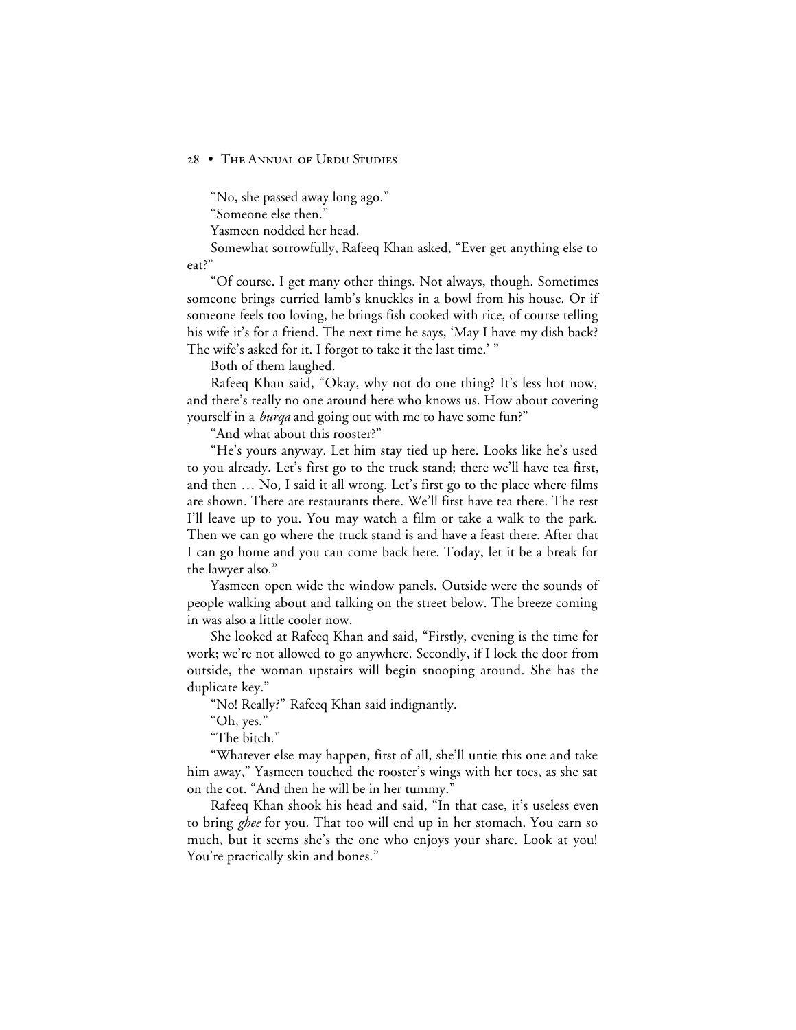"No, she passed away long ago."

"Someone else then."

Yasmeen nodded her head.

Somewhat sorrowfully, Rafeeq Khan asked, "Ever get anything else to eat?"

"Of course. I get many other things. Not always, though. Sometimes someone brings curried lamb's knuckles in a bowl from his house. Or if someone feels too loving, he brings fish cooked with rice, of course telling his wife it's for a friend. The next time he says, 'May I have my dish back? The wife's asked for it. I forgot to take it the last time.' "

Both of them laughed.

Rafeeq Khan said, "Okay, why not do one thing? It's less hot now, and there's really no one around here who knows us. How about covering yourself in a *burqa* and going out with me to have some fun?"

"And what about this rooster?"

"He's yours anyway. Let him stay tied up here. Looks like he's used to you already. Let's first go to the truck stand; there we'll have tea first, and then … No, I said it all wrong. Let's first go to the place where films are shown. There are restaurants there. We'll first have tea there. The rest I'll leave up to you. You may watch a film or take a walk to the park. Then we can go where the truck stand is and have a feast there. After that I can go home and you can come back here. Today, let it be a break for the lawyer also."

Yasmeen open wide the window panels. Outside were the sounds of people walking about and talking on the street below. The breeze coming in was also a little cooler now.

She looked at Rafeeq Khan and said, "Firstly, evening is the time for work; we're not allowed to go anywhere. Secondly, if I lock the door from outside, the woman upstairs will begin snooping around. She has the duplicate key."

"No! Really?" Rafeeq Khan said indignantly.

"Oh, yes."

"The bitch."

"Whatever else may happen, first of all, she'll untie this one and take him away," Yasmeen touched the rooster's wings with her toes, as she sat on the cot. "And then he will be in her tummy."

Rafeeq Khan shook his head and said, "In that case, it's useless even to bring *ghee* for you. That too will end up in her stomach. You earn so much, but it seems she's the one who enjoys your share. Look at you! You're practically skin and bones."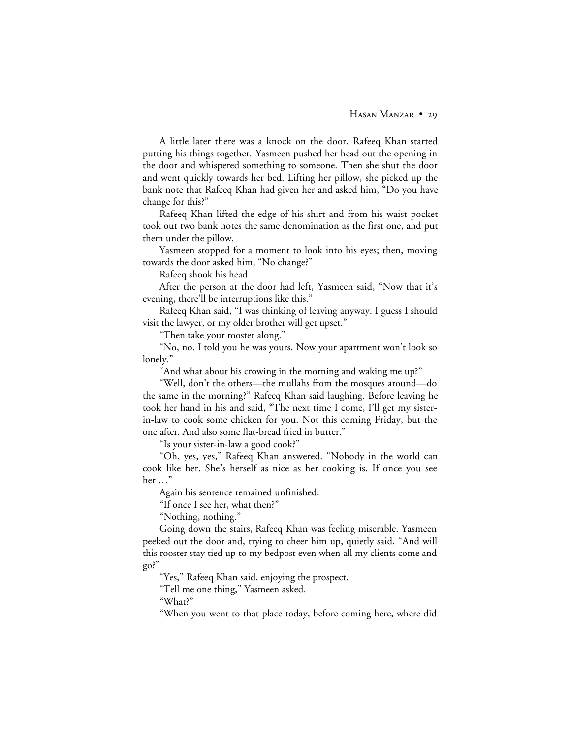A little later there was a knock on the door. Rafeeq Khan started putting his things together. Yasmeen pushed her head out the opening in the door and whispered something to someone. Then she shut the door and went quickly towards her bed. Lifting her pillow, she picked up the bank note that Rafeeq Khan had given her and asked him, "Do you have change for this?"

Rafeeq Khan lifted the edge of his shirt and from his waist pocket took out two bank notes the same denomination as the first one, and put them under the pillow.

Yasmeen stopped for a moment to look into his eyes; then, moving towards the door asked him, "No change?"

Rafeeq shook his head.

After the person at the door had left, Yasmeen said, "Now that it's evening, there'll be interruptions like this."

Rafeeq Khan said, "I was thinking of leaving anyway. I guess I should visit the lawyer, or my older brother will get upset."

"Then take your rooster along."

"No, no. I told you he was yours. Now your apartment won't look so lonely."

"And what about his crowing in the morning and waking me up?"

"Well, don't the others—the mullahs from the mosques around—do the same in the morning?" Rafeeq Khan said laughing. Before leaving he took her hand in his and said, "The next time I come, I'll get my sister-in-law to cook some chicken for you. Not this coming Friday, but the one after. And also some flat-bread fried in butter."

"Is your sister-in-law a good cook?"

"Oh, yes, yes," Rafeeq Khan answered. "Nobody in the world can cook like her. She's herself as nice as her cooking is. If once you see her …"

Again his sentence remained unfinished.

"If once I see her, what then?"

"Nothing, nothing."

Going down the stairs, Rafeeq Khan was feeling miserable. Yasmeen peeked out the door and, trying to cheer him up, quietly said, "And will this rooster stay tied up to my bedpost even when all my clients come and go?"

"Yes," Rafeeq Khan said, enjoying the prospect.

"Tell me one thing," Yasmeen asked.

"What?"

"When you went to that place today, before coming here, where did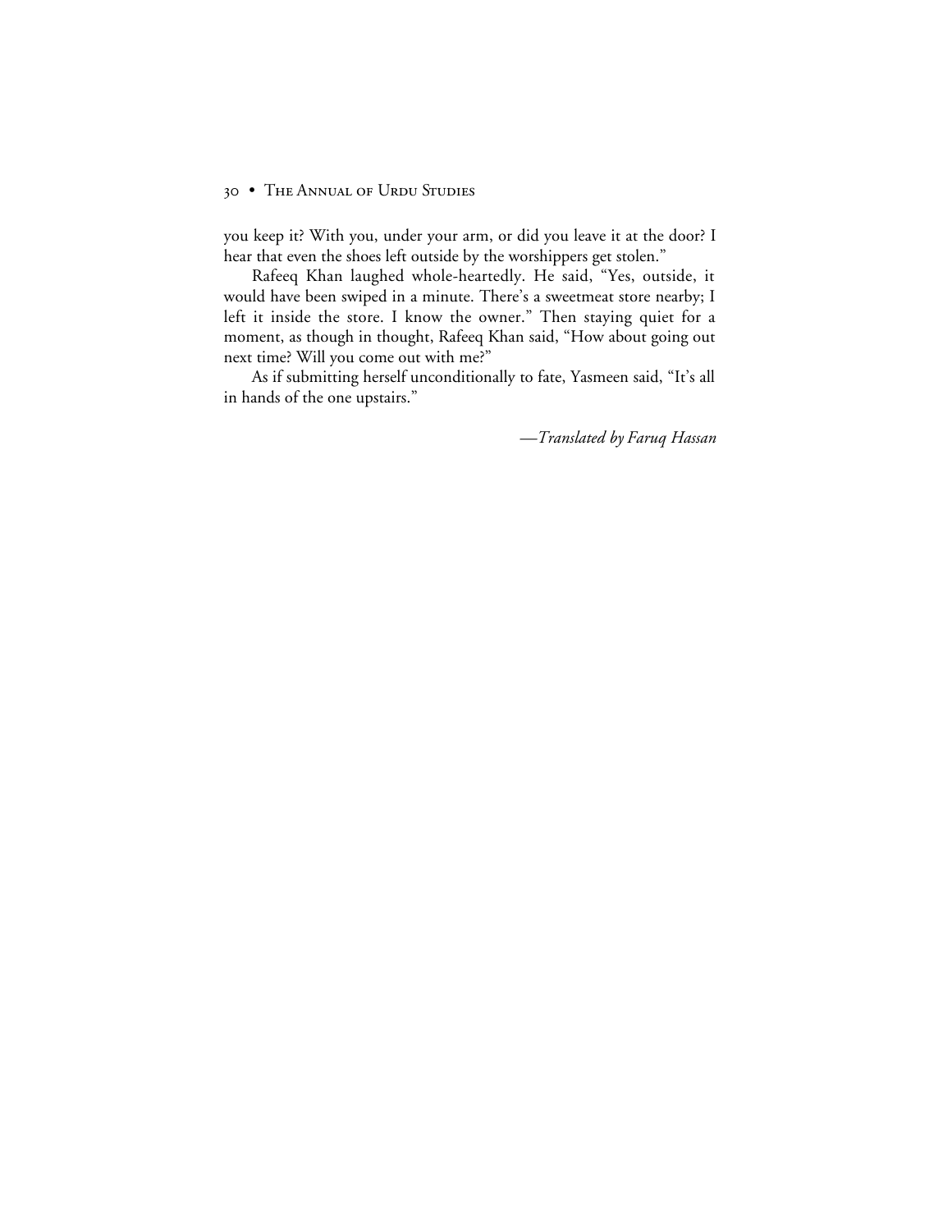you keep it? With you, under your arm, or did you leave it at the door? I hear that even the shoes left outside by the worshippers get stolen."

Rafeeq Khan laughed whole-heartedly. He said, "Yes, outside, it would have been swiped in a minute. There's a sweetmeat store nearby; I left it inside the store. I know the owner." Then staying quiet for a moment, as though in thought, Rafeeq Khan said, "How about going out next time? Will you come out with me?"

As if submitting herself unconditionally to fate, Yasmeen said, "It's all in hands of the one upstairs."

*—Translated by Faruq Hassan*